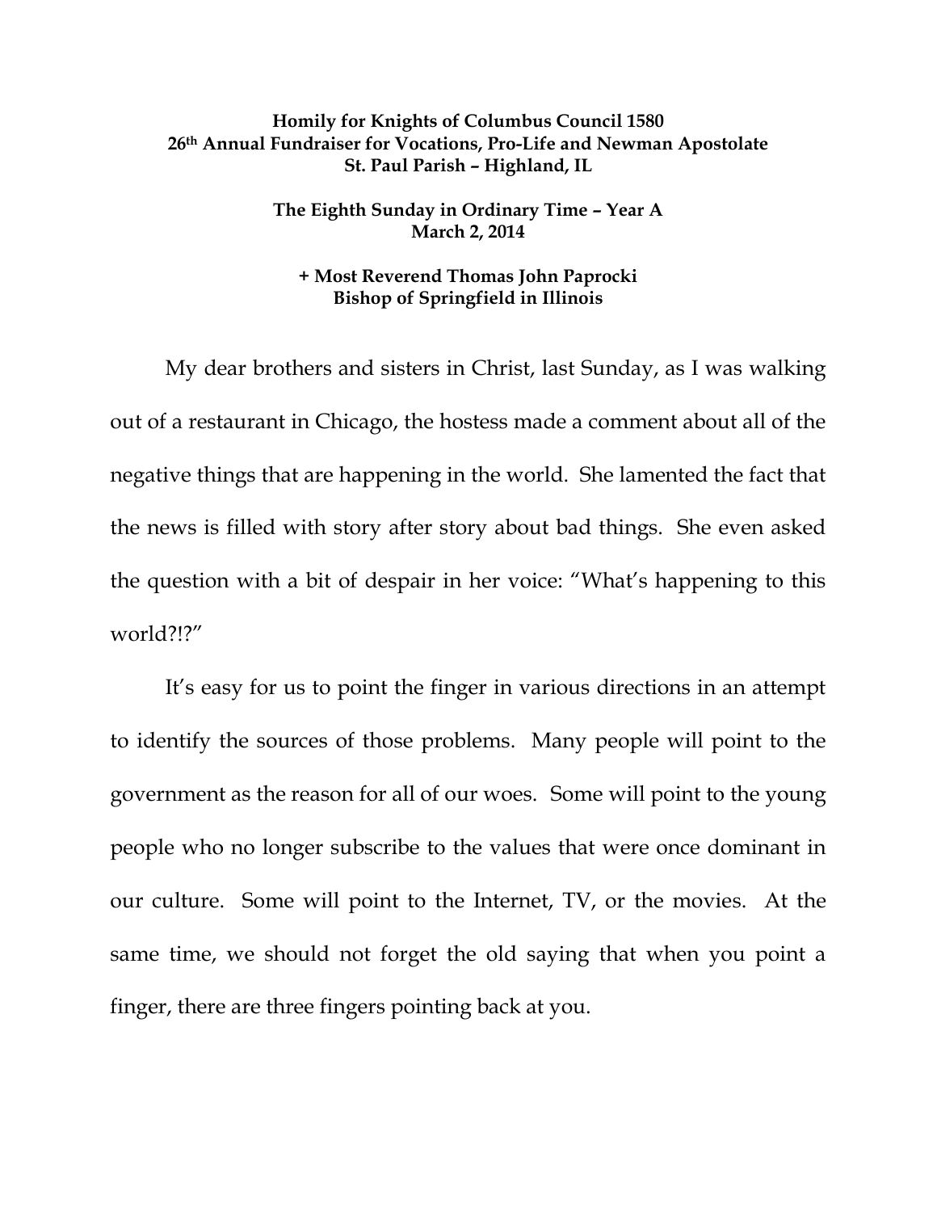**Homily for Knights of Columbus Council 1580**
**26th Annual Fundraiser for Vocations, Pro-Life and Newman Apostolate**
**St. Paul Parish – Highland, IL**

**The Eighth Sunday in Ordinary Time – Year A**
**March 2, 2014**

**+ Most Reverend Thomas John Paprocki**
**Bishop of Springfield in Illinois**

My dear brothers and sisters in Christ, last Sunday, as I was walking out of a restaurant in Chicago, the hostess made a comment about all of the negative things that are happening in the world. She lamented the fact that the news is filled with story after story about bad things. She even asked the question with a bit of despair in her voice: "What's happening to this world?!?"

It's easy for us to point the finger in various directions in an attempt to identify the sources of those problems. Many people will point to the government as the reason for all of our woes. Some will point to the young people who no longer subscribe to the values that were once dominant in our culture. Some will point to the Internet, TV, or the movies. At the same time, we should not forget the old saying that when you point a finger, there are three fingers pointing back at you.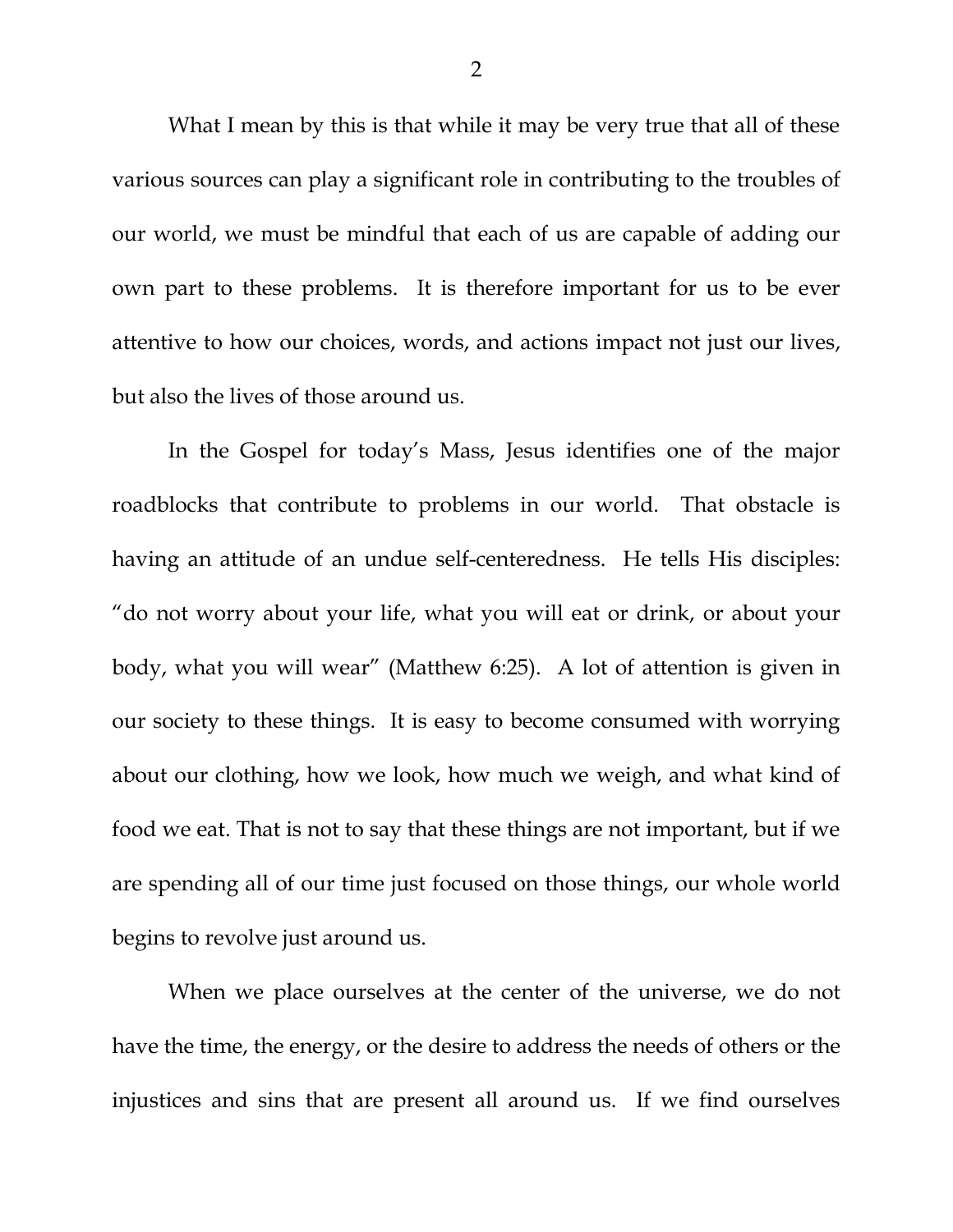What I mean by this is that while it may be very true that all of these various sources can play a significant role in contributing to the troubles of our world, we must be mindful that each of us are capable of adding our own part to these problems. It is therefore important for us to be ever attentive to how our choices, words, and actions impact not just our lives, but also the lives of those around us.

In the Gospel for today's Mass, Jesus identifies one of the major roadblocks that contribute to problems in our world. That obstacle is having an attitude of an undue self-centeredness. He tells His disciples: "do not worry about your life, what you will eat or drink, or about your body, what you will wear" (Matthew 6:25). A lot of attention is given in our society to these things. It is easy to become consumed with worrying about our clothing, how we look, how much we weigh, and what kind of food we eat. That is not to say that these things are not important, but if we are spending all of our time just focused on those things, our whole world begins to revolve just around us.

When we place ourselves at the center of the universe, we do not have the time, the energy, or the desire to address the needs of others or the injustices and sins that are present all around us. If we find ourselves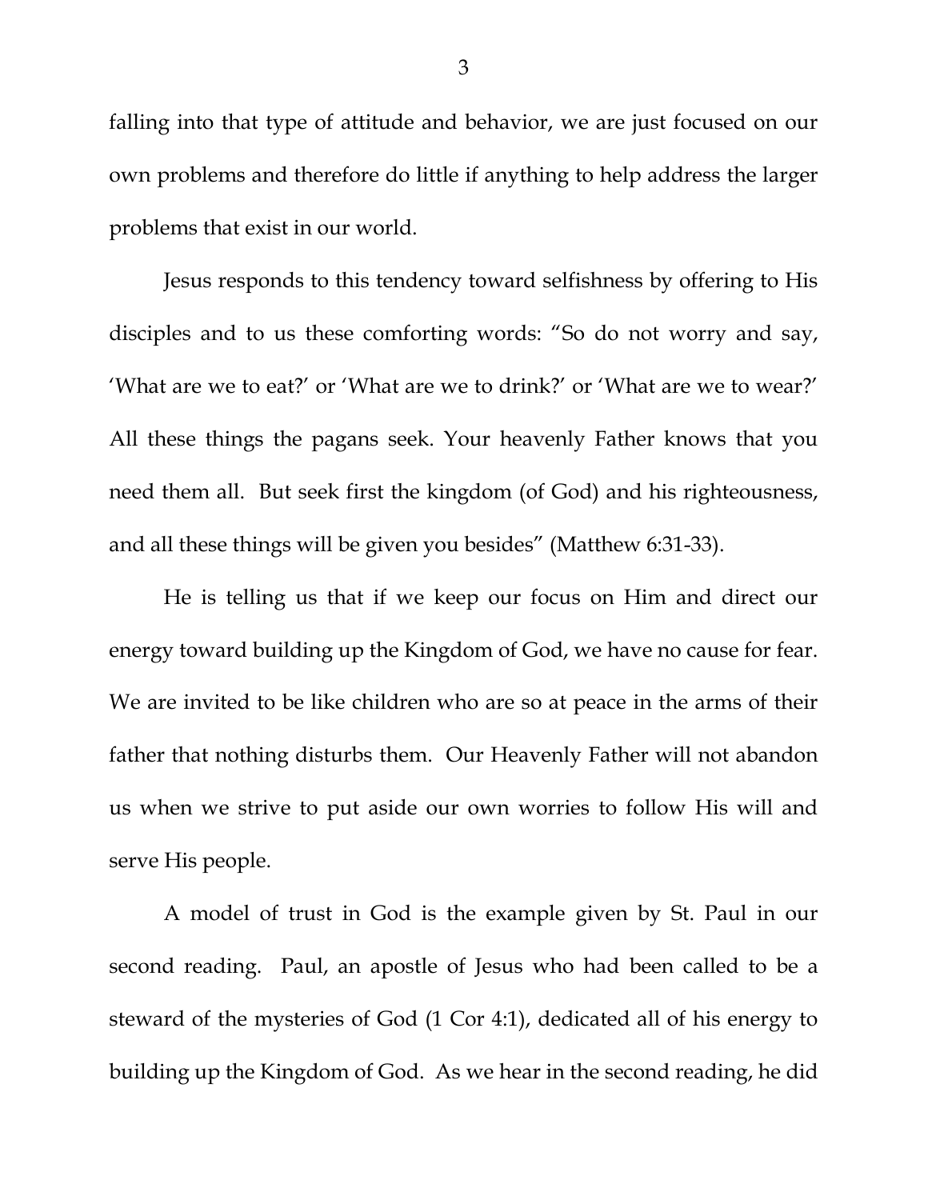falling into that type of attitude and behavior, we are just focused on our own problems and therefore do little if anything to help address the larger problems that exist in our world.

Jesus responds to this tendency toward selfishness by offering to His disciples and to us these comforting words: "So do not worry and say, 'What are we to eat?' or 'What are we to drink?' or 'What are we to wear?' All these things the pagans seek. Your heavenly Father knows that you need them all. But seek first the kingdom (of God) and his righteousness, and all these things will be given you besides" (Matthew 6:31-33).

He is telling us that if we keep our focus on Him and direct our energy toward building up the Kingdom of God, we have no cause for fear. We are invited to be like children who are so at peace in the arms of their father that nothing disturbs them. Our Heavenly Father will not abandon us when we strive to put aside our own worries to follow His will and serve His people.

A model of trust in God is the example given by St. Paul in our second reading. Paul, an apostle of Jesus who had been called to be a steward of the mysteries of God (1 Cor 4:1), dedicated all of his energy to building up the Kingdom of God. As we hear in the second reading, he did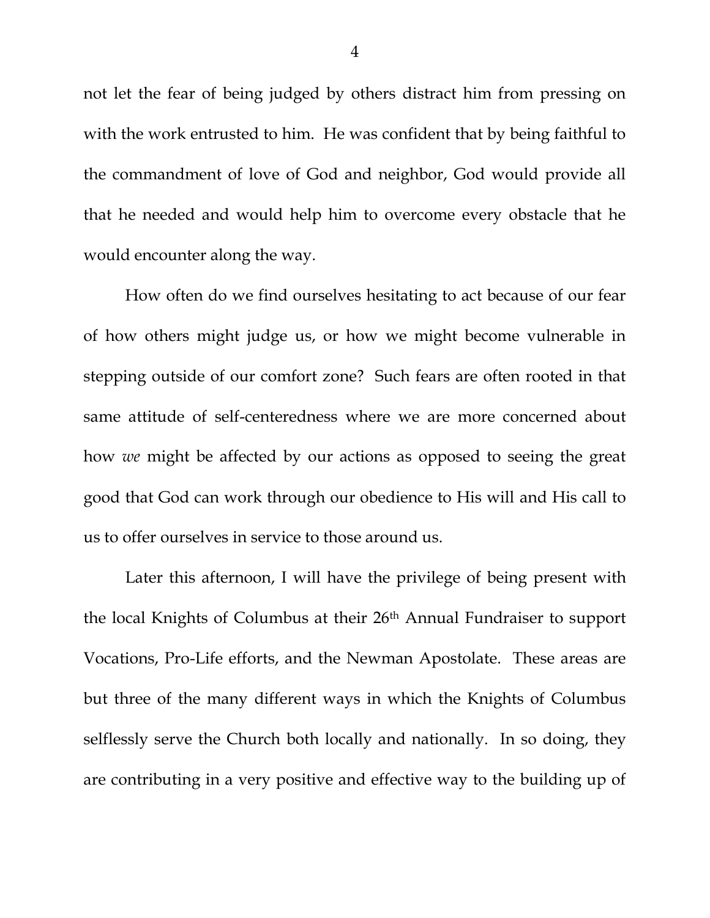not let the fear of being judged by others distract him from pressing on with the work entrusted to him. He was confident that by being faithful to the commandment of love of God and neighbor, God would provide all that he needed and would help him to overcome every obstacle that he would encounter along the way.

How often do we find ourselves hesitating to act because of our fear of how others might judge us, or how we might become vulnerable in stepping outside of our comfort zone? Such fears are often rooted in that same attitude of self-centeredness where we are more concerned about how *we* might be affected by our actions as opposed to seeing the great good that God can work through our obedience to His will and His call to us to offer ourselves in service to those around us.

Later this afternoon, I will have the privilege of being present with the local Knights of Columbus at their 26th Annual Fundraiser to support Vocations, Pro-Life efforts, and the Newman Apostolate. These areas are but three of the many different ways in which the Knights of Columbus selflessly serve the Church both locally and nationally. In so doing, they are contributing in a very positive and effective way to the building up of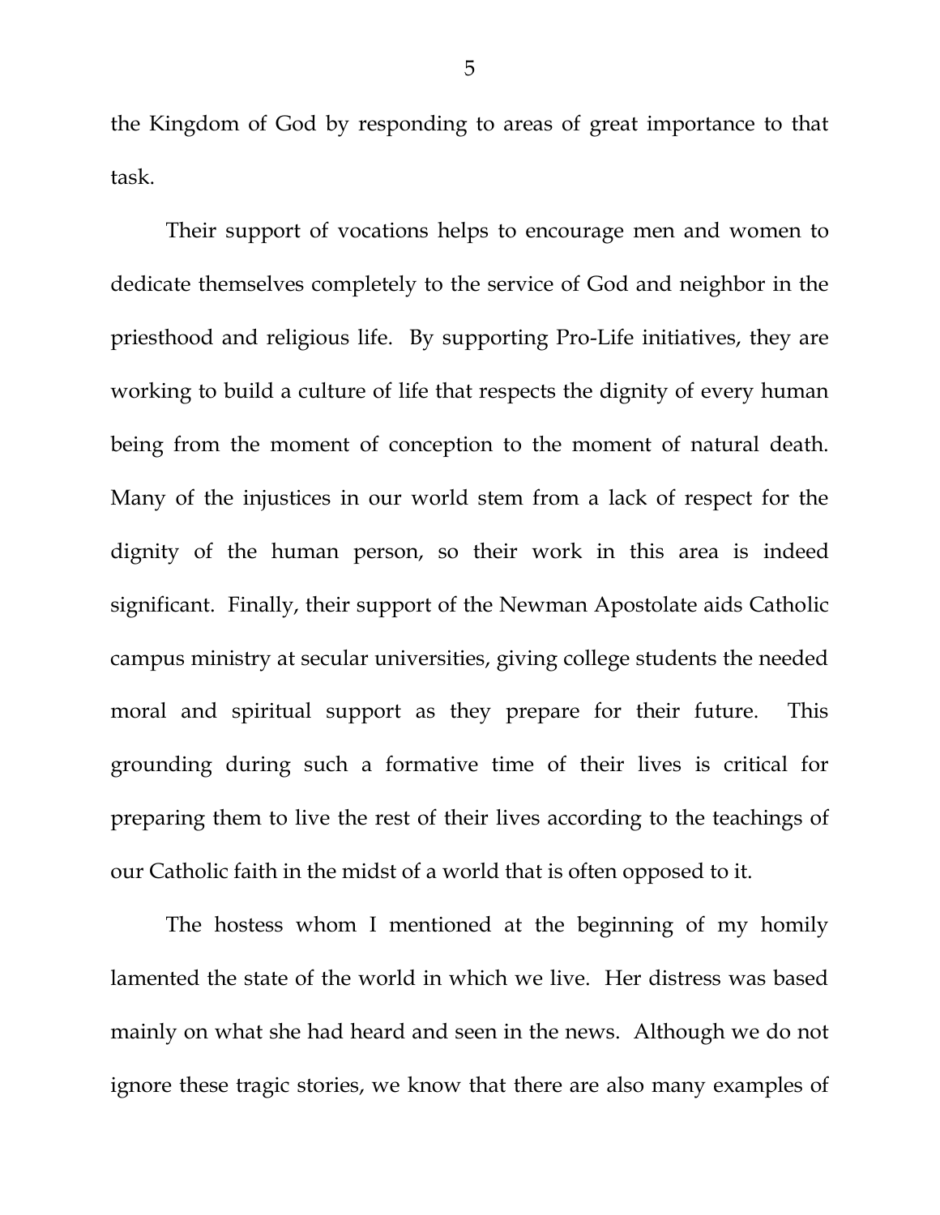the Kingdom of God by responding to areas of great importance to that task.

Their support of vocations helps to encourage men and women to dedicate themselves completely to the service of God and neighbor in the priesthood and religious life. By supporting Pro-Life initiatives, they are working to build a culture of life that respects the dignity of every human being from the moment of conception to the moment of natural death. Many of the injustices in our world stem from a lack of respect for the dignity of the human person, so their work in this area is indeed significant. Finally, their support of the Newman Apostolate aids Catholic campus ministry at secular universities, giving college students the needed moral and spiritual support as they prepare for their future. This grounding during such a formative time of their lives is critical for preparing them to live the rest of their lives according to the teachings of our Catholic faith in the midst of a world that is often opposed to it.

The hostess whom I mentioned at the beginning of my homily lamented the state of the world in which we live. Her distress was based mainly on what she had heard and seen in the news. Although we do not ignore these tragic stories, we know that there are also many examples of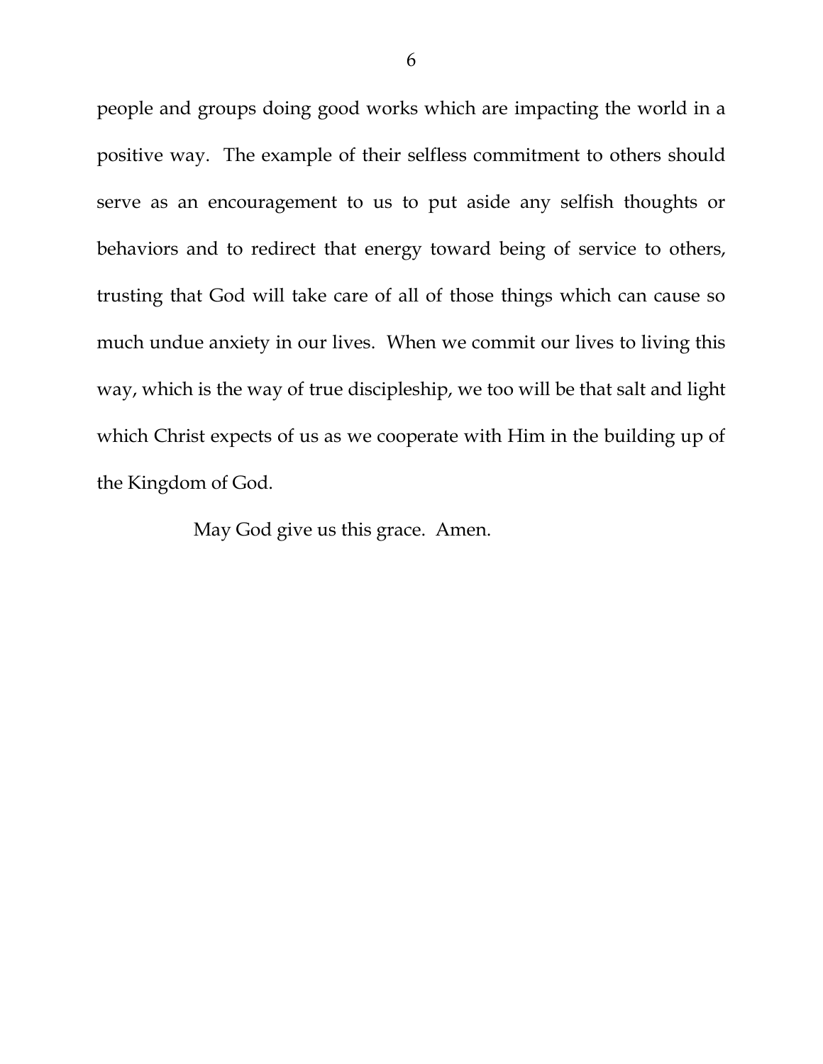people and groups doing good works which are impacting the world in a positive way. The example of their selfless commitment to others should serve as an encouragement to us to put aside any selfish thoughts or behaviors and to redirect that energy toward being of service to others, trusting that God will take care of all of those things which can cause so much undue anxiety in our lives. When we commit our lives to living this way, which is the way of true discipleship, we too will be that salt and light which Christ expects of us as we cooperate with Him in the building up of the Kingdom of God.

May God give us this grace. Amen.